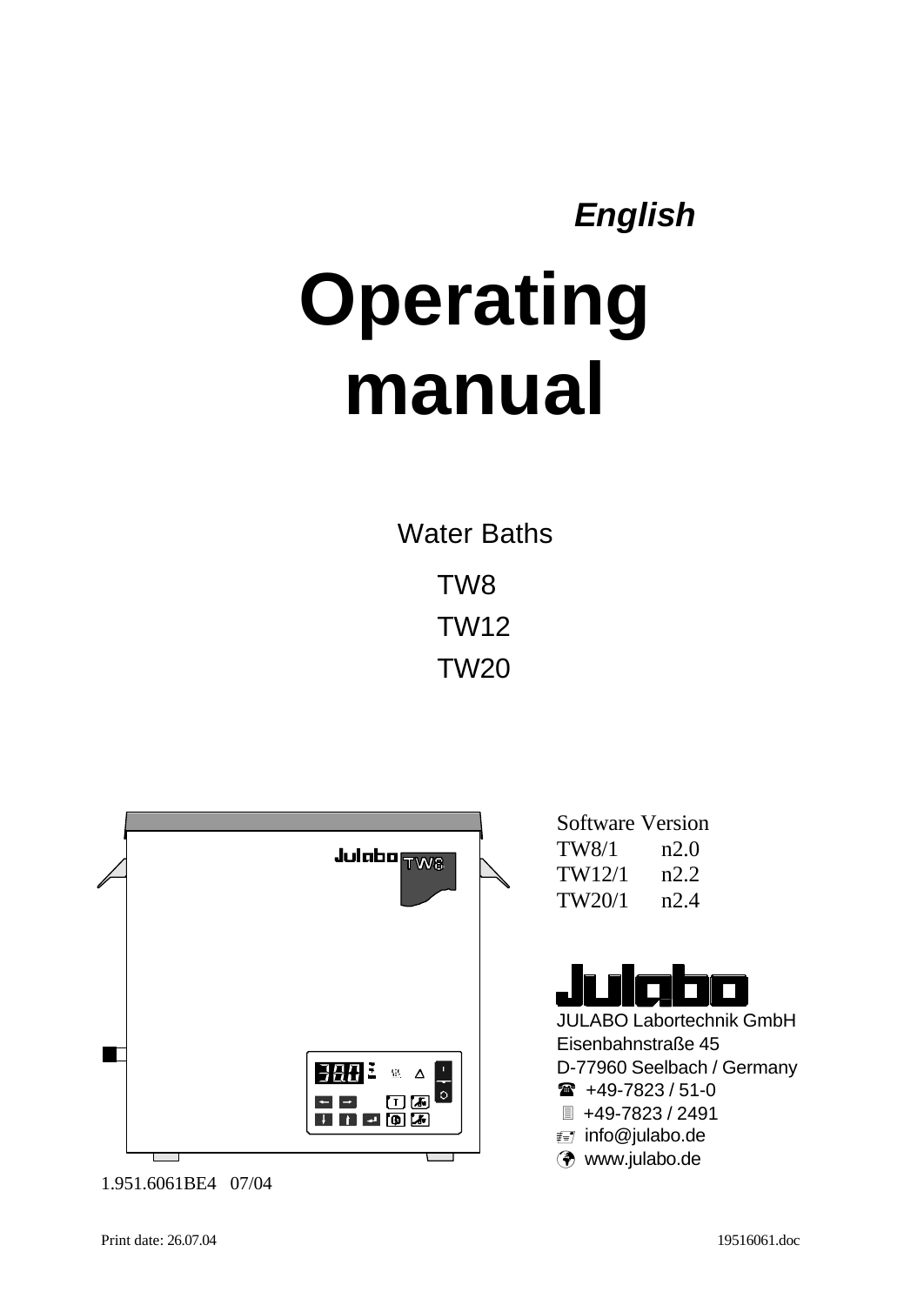*English*

# Operating manual

Water Baths

TW8

TW12

TW20

Software Version

| | |
|---|---|
| TW8/1 | n2.0 |
| TW12/1 | n2.2 |
| TW20/1 | n2.4 |

JULABO Labortechnik GmbH
Eisenbahnstraße 45
D-77960 Seelbach / Germany
+49-7823 / 51-0
+49-7823 / 2491
info@julabo.de
www.julabo.de

1.951.6061BE4 07/04

Print date: 26.07.04 19516061.doc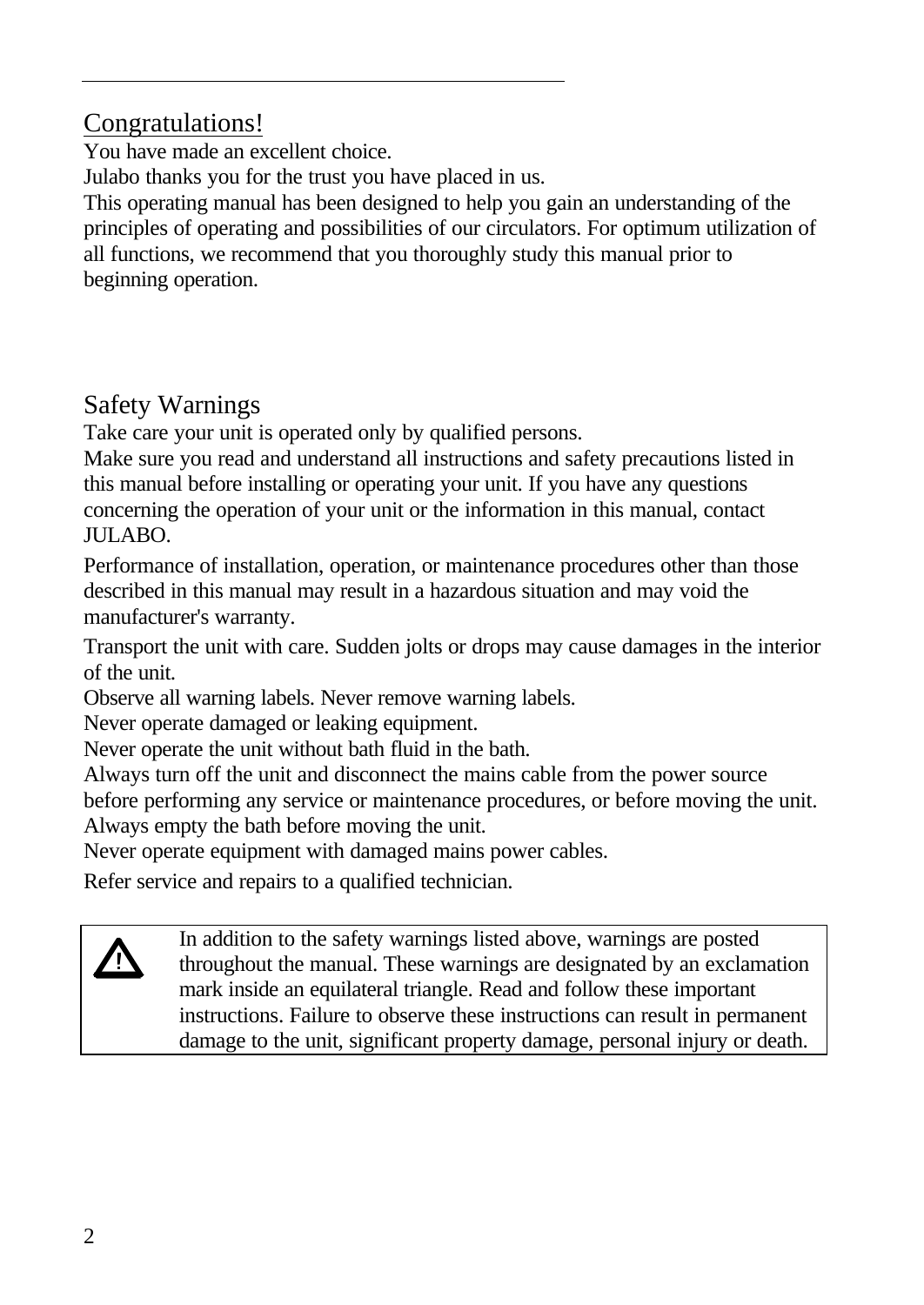## Congratulations!

You have made an excellent choice.
Julabo thanks you for the trust you have placed in us.
This operating manual has been designed to help you gain an understanding of the principles of operating and possibilities of our circulators. For optimum utilization of all functions, we recommend that you thoroughly study this manual prior to beginning operation.

## Safety Warnings

Take care your unit is operated only by qualified persons.
Make sure you read and understand all instructions and safety precautions listed in this manual before installing or operating your unit. If you have any questions concerning the operation of your unit or the information in this manual, contact JULABO.

Performance of installation, operation, or maintenance procedures other than those described in this manual may result in a hazardous situation and may void the manufacturer's warranty.

Transport the unit with care. Sudden jolts or drops may cause damages in the interior of the unit.
Observe all warning labels. Never remove warning labels.
Never operate damaged or leaking equipment.
Never operate the unit without bath fluid in the bath.
Always turn off the unit and disconnect the mains cable from the power source before performing any service or maintenance procedures, or before moving the unit.
Always empty the bath before moving the unit.
Never operate equipment with damaged mains power cables.

Refer service and repairs to a qualified technician.

| ⚠ | In addition to the safety warnings listed above, warnings are posted throughout the manual. These warnings are designated by an exclamation mark inside an equilateral triangle. Read and follow these important instructions. Failure to observe these instructions can result in permanent damage to the unit, significant property damage, personal injury or death. |
|---|---|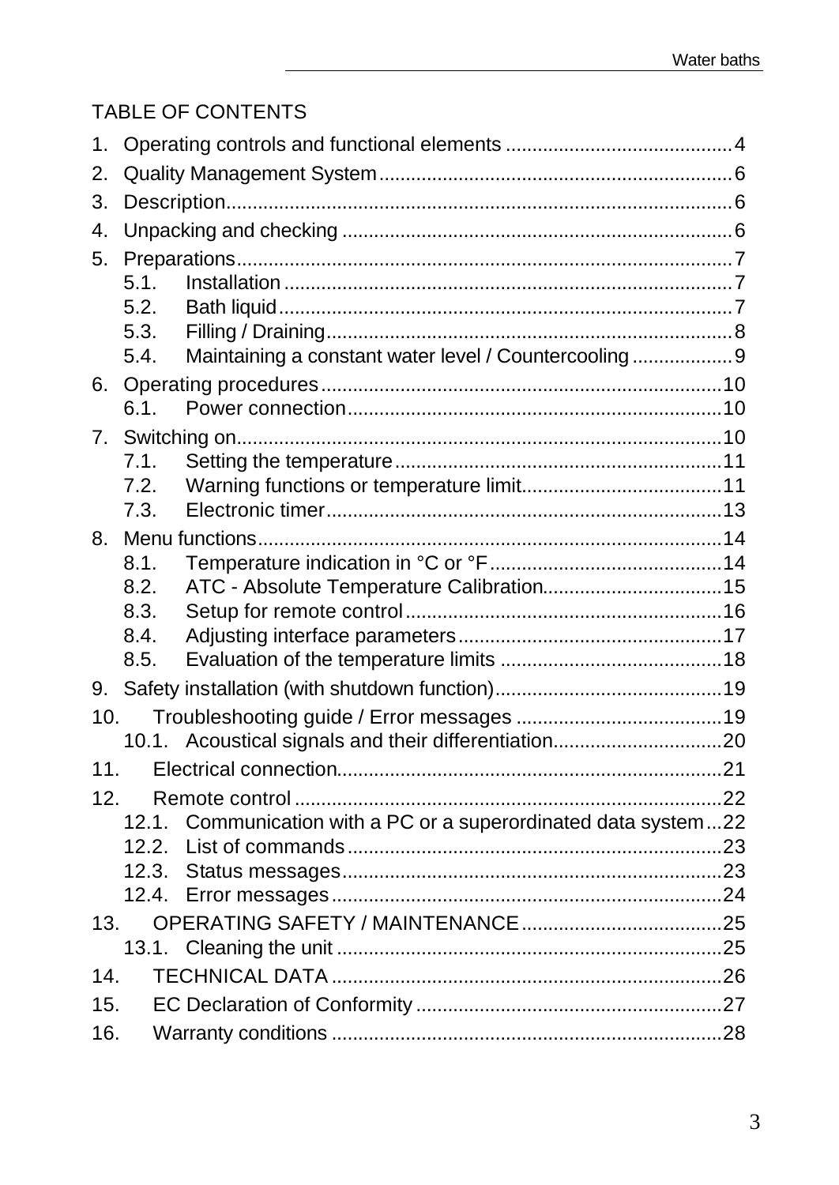TABLE OF CONTENTS

1. Operating controls and functional elements .......................................... 4
2. Quality Management System .................................................................. 6
3. Description................................................................................................ 6
4. Unpacking and checking ......................................................................... 6
5. Preparations .............................................................................................. 7
   - 5.1. Installation .................................................................................... 7
   - 5.2. Bath liquid ..................................................................................... 7
   - 5.3. Filling / Draining ............................................................................ 8
   - 5.4. Maintaining a constant water level / Countercooling .................. 9
6. Operating procedures ........................................................................... 10
   - 6.1. Power connection ....................................................................... 10
7. Switching on ............................................................................................ 10
   - 7.1. Setting the temperature .............................................................. 11
   - 7.2. Warning functions or temperature limit ...................................... 11
   - 7.3. Electronic timer ........................................................................... 13
8. Menu functions ........................................................................................ 14
   - 8.1. Temperature indication in °C or °F ............................................ 14
   - 8.2. ATC - Absolute Temperature Calibration .................................. 15
   - 8.3. Setup for remote control ............................................................ 16
   - 8.4. Adjusting interface parameters .................................................. 17
   - 8.5. Evaluation of the temperature limits .......................................... 18
9. Safety installation (with shutdown function) ........................................... 19
10. Troubleshooting guide / Error messages ............................................ 19
    - 10.1. Acoustical signals and their differentiation ................................ 20
11. Electrical connection ............................................................................ 21
12. Remote control ..................................................................................... 22
    - 12.1. Communication with a PC or a superordinated data system ... 22
    - 12.2. List of commands ...................................................................... 23
    - 12.3. Status messages ....................................................................... 23
    - 12.4. Error messages ......................................................................... 24
13. OPERATING SAFETY / MAINTENANCE ............................................ 25
    - 13.1. Cleaning the unit ....................................................................... 25
14. TECHNICAL DATA ................................................................................ 26
15. EC Declaration of Conformity ................................................................ 27
16. Warranty conditions .............................................................................. 28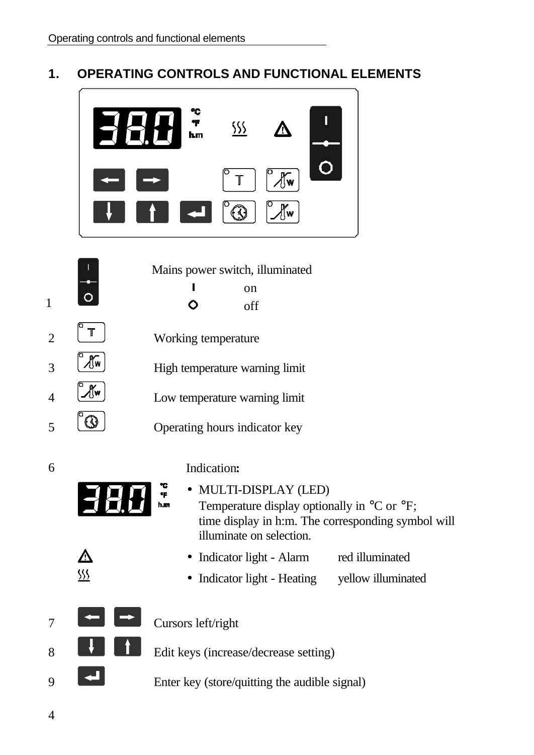# 1. OPERATING CONTROLS AND FUNCTIONAL ELEMENTS

| No. | Element | Description |
|---|---|---|
| 1 | I / O | Mains power switch, illuminated<br>I on<br>O off |
| 2 | T | Working temperature |
| 3 | | High temperature warning limit |
| 4 | | Low temperature warning limit |
| 5 | | Operating hours indicator key |
| 6 | | Indication:<br>• MULTI-DISPLAY (LED) Temperature display optionally in °C or °F; time display in h:m. The corresponding symbol will illuminate on selection.<br>• Indicator light - Alarm red illuminated<br>• Indicator light - Heating yellow illuminated |
| 7 | ← → | Cursors left/right |
| 8 | ↓ ↑ | Edit keys (increase/decrease setting) |
| 9 | ↵ | Enter key (store/quitting the audible signal) |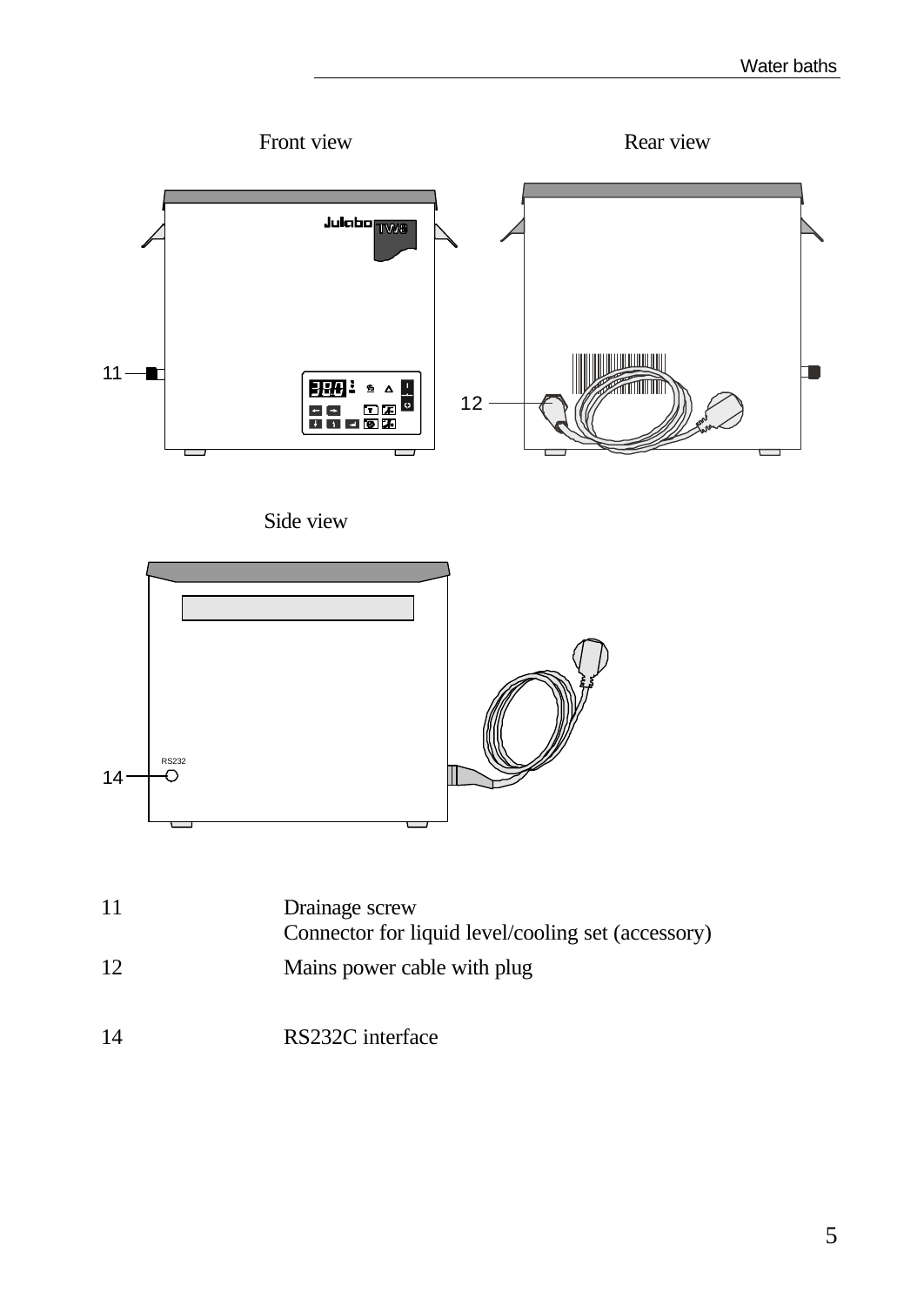Front view

Rear view

Side view

| | |
|---|---|
| 11 | Drainage screw<br>Connector for liquid level/cooling set (accessory) |
| 12 | Mains power cable with plug |
| 14 | RS232C interface |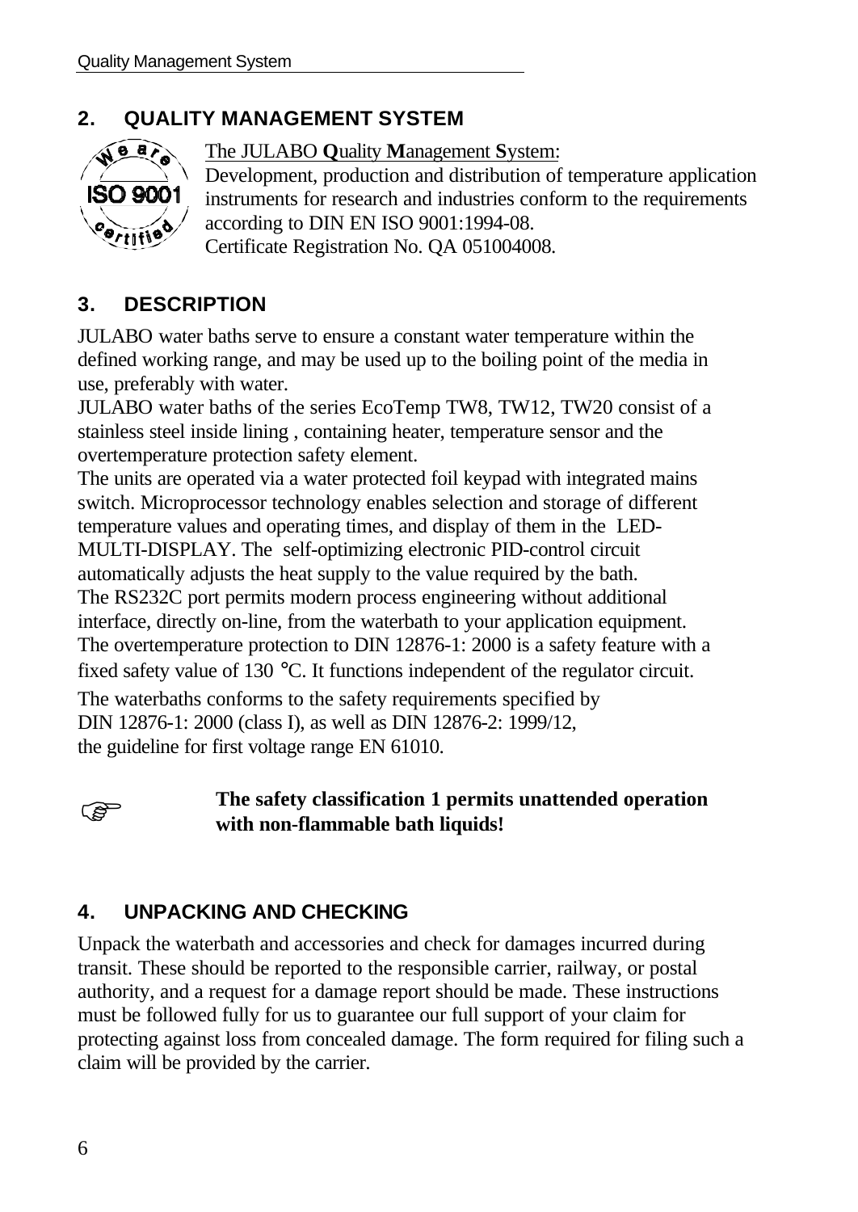## 2. QUALITY MANAGEMENT SYSTEM

The JULABO **Q**uality **M**anagement **S**ystem:
Development, production and distribution of temperature application instruments for research and industries conform to the requirements according to DIN EN ISO 9001:1994-08.
Certificate Registration No. QA 051004008.

## 3. DESCRIPTION

JULABO water baths serve to ensure a constant water temperature within the defined working range, and may be used up to the boiling point of the media in use, preferably with water.
JULABO water baths of the series EcoTemp TW8, TW12, TW20 consist of a stainless steel inside lining , containing heater, temperature sensor and the overtemperature protection safety element.
The units are operated via a water protected foil keypad with integrated mains switch. Microprocessor technology enables selection and storage of different temperature values and operating times, and display of them in the LED-MULTI-DISPLAY. The self-optimizing electronic PID-control circuit automatically adjusts the heat supply to the value required by the bath.
The RS232C port permits modern process engineering without additional interface, directly on-line, from the waterbath to your application equipment.
The overtemperature protection to DIN 12876-1: 2000 is a safety feature with a fixed safety value of 130 °C. It functions independent of the regulator circuit.
The waterbaths conforms to the safety requirements specified by DIN 12876-1: 2000 (class I), as well as DIN 12876-2: 1999/12, the guideline for first voltage range EN 61010.

☞ **The safety classification 1 permits unattended operation with non-flammable bath liquids!**

## 4. UNPACKING AND CHECKING

Unpack the waterbath and accessories and check for damages incurred during transit. These should be reported to the responsible carrier, railway, or postal authority, and a request for a damage report should be made. These instructions must be followed fully for us to guarantee our full support of your claim for protecting against loss from concealed damage. The form required for filing such a claim will be provided by the carrier.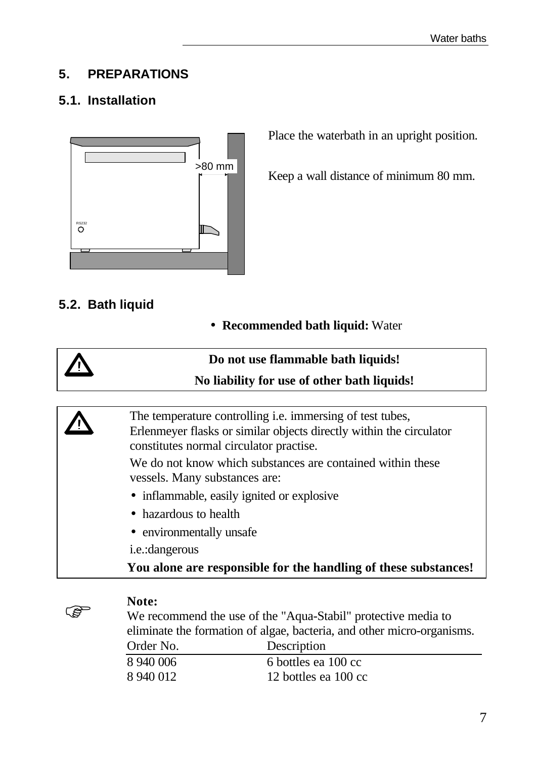# 5. PREPARATIONS

## 5.1. Installation

Place the waterbath in an upright position.

Keep a wall distance of minimum 80 mm.

## 5.2. Bath liquid

- **Recommended bath liquid:** Water

> ⚠ **Do not use flammable bath liquids!**
>
> **No liability for use of other bath liquids!**

> ⚠ The temperature controlling i.e. immersing of test tubes, Erlenmeyer flasks or similar objects directly within the circulator constitutes normal circulator practise.
>
> We do not know which substances are contained within these vessels. Many substances are:
>
> - inflammable, easily ignited or explosive
> - hazardous to health
> - environmentally unsafe
>
> i.e.:dangerous
>
> **You alone are responsible for the handling of these substances!**

**Note:**
We recommend the use of the "Aqua-Stabil" protective media to eliminate the formation of algae, bacteria, and other micro-organisms.

| Order No. | Description |
|---|---|
| 8 940 006 | 6 bottles ea 100 cc |
| 8 940 012 | 12 bottles ea 100 cc |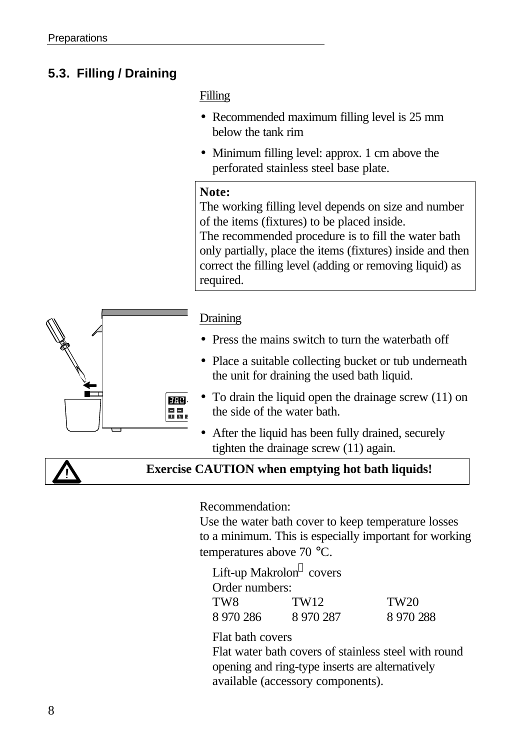## 5.3. Filling / Draining

Filling

- Recommended maximum filling level is 25 mm below the tank rim
- Minimum filling level: approx. 1 cm above the perforated stainless steel base plate.

**Note:**
The working filling level depends on size and number of the items (fixtures) to be placed inside.
The recommended procedure is to fill the water bath only partially, place the items (fixtures) inside and then correct the filling level (adding or removing liquid) as required.

Draining

- Press the mains switch to turn the waterbath off
- Place a suitable collecting bucket or tub underneath the unit for draining the used bath liquid.
- To drain the liquid open the drainage screw (11) on the side of the water bath.
- After the liquid has been fully drained, securely tighten the drainage screw (11) again.

**Exercise CAUTION when emptying hot bath liquids!**

Recommendation:
Use the water bath cover to keep temperature losses to a minimum. This is especially important for working temperatures above 70 °C.

Lift-up Makrolon® covers
Order numbers:

| TW8 | TW12 | TW20 |
|---|---|---|
| 8 970 286 | 8 970 287 | 8 970 288 |

Flat bath covers
Flat water bath covers of stainless steel with round opening and ring-type inserts are alternatively available (accessory components).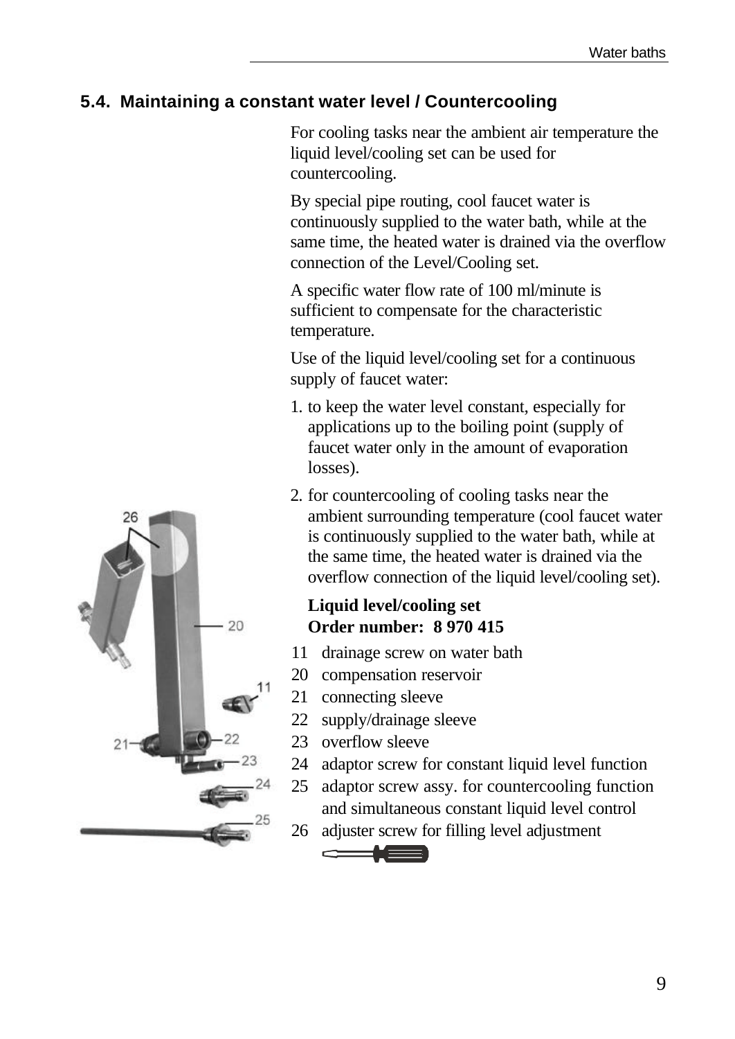## 5.4. Maintaining a constant water level / Countercooling

For cooling tasks near the ambient air temperature the liquid level/cooling set can be used for countercooling.

By special pipe routing, cool faucet water is continuously supplied to the water bath, while at the same time, the heated water is drained via the overflow connection of the Level/Cooling set.

A specific water flow rate of 100 ml/minute is sufficient to compensate for the characteristic temperature.

Use of the liquid level/cooling set for a continuous supply of faucet water:

1. to keep the water level constant, especially for applications up to the boiling point (supply of faucet water only in the amount of evaporation losses).
2. for countercooling of cooling tasks near the ambient surrounding temperature (cool faucet water is continuously supplied to the water bath, while at the same time, the heated water is drained via the overflow connection of the liquid level/cooling set).

**Liquid level/cooling set**
**Order number: 8 970 415**

- 11 drainage screw on water bath
- 20 compensation reservoir
- 21 connecting sleeve
- 22 supply/drainage sleeve
- 23 overflow sleeve
- 24 adaptor screw for constant liquid level function
- 25 adaptor screw assy. for countercooling function and simultaneous constant liquid level control
- 26 adjuster screw for filling level adjustment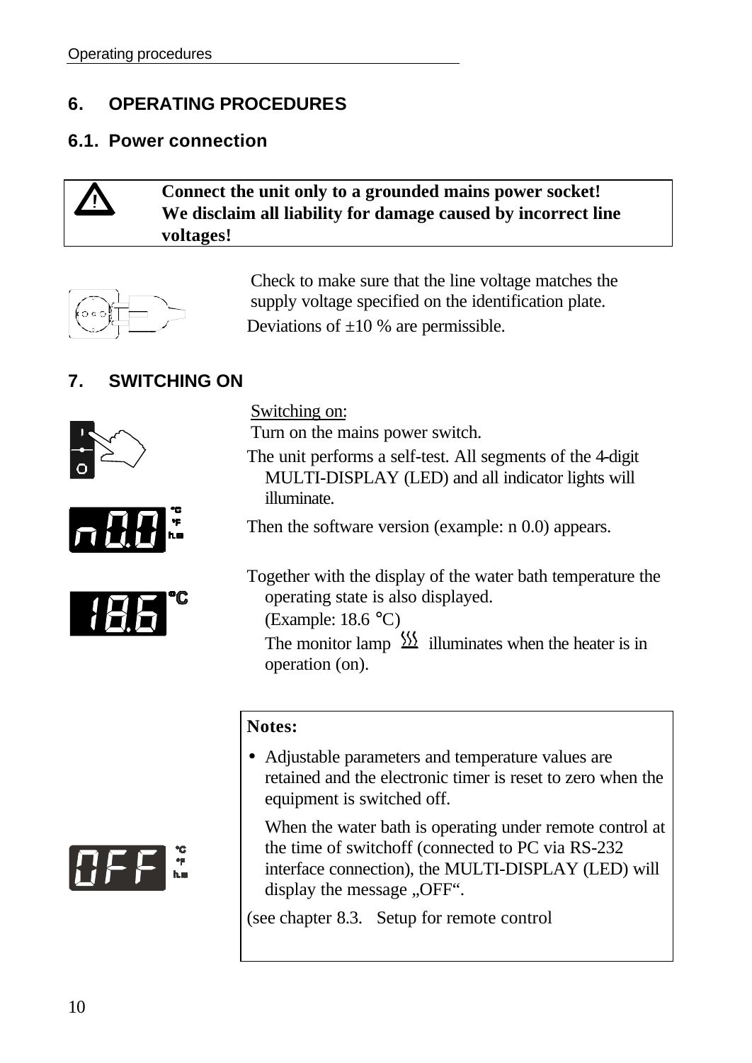## 6. OPERATING PROCEDURES

### 6.1. Power connection

> **Connect the unit only to a grounded mains power socket!**
> **We disclaim all liability for damage caused by incorrect line voltages!**

Check to make sure that the line voltage matches the supply voltage specified on the identification plate.

Deviations of ±10 % are permissible.

## 7. SWITCHING ON

Switching on:

Turn on the mains power switch.

The unit performs a self-test. All segments of the 4-digit MULTI-DISPLAY (LED) and all indicator lights will illuminate.

Then the software version (example: n 0.0) appears.

Together with the display of the water bath temperature the operating state is also displayed.

(Example: 18.6 °C)

The monitor lamp illuminates when the heater is in operation (on).

> **Notes:**
>
> - Adjustable parameters and temperature values are retained and the electronic timer is reset to zero when the equipment is switched off.
>
>   When the water bath is operating under remote control at the time of switchoff (connected to PC via RS-232 interface connection), the MULTI-DISPLAY (LED) will display the message „OFF".
>
> (see chapter 8.3. Setup for remote control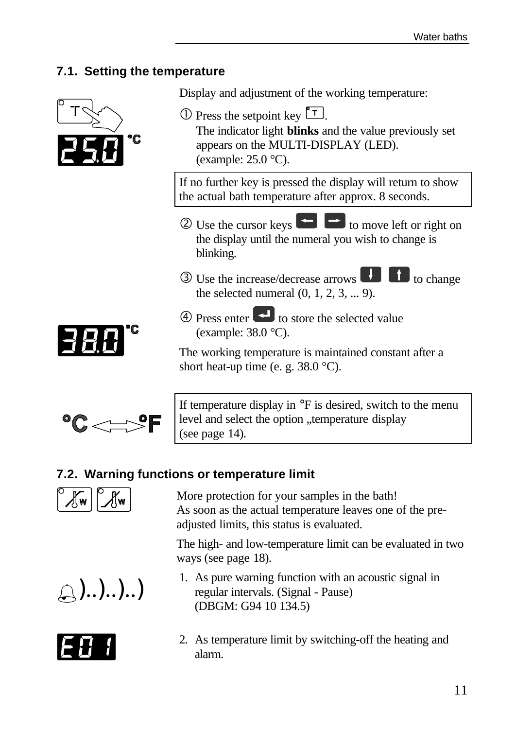## 7.1. Setting the temperature

Display and adjustment of the working temperature:

① Press the setpoint key T.
The indicator light **blinks** and the value previously set appears on the MULTI-DISPLAY (LED).
(example: 25.0 °C).

> If no further key is pressed the display will return to show the actual bath temperature after approx. 8 seconds.

② Use the cursor keys ← → to move left or right on the display until the numeral you wish to change is blinking.

③ Use the increase/decrease arrows ↓ ↑ to change the selected numeral (0, 1, 2, 3, ... 9).

④ Press enter ↵ to store the selected value
(example: 38.0 °C).

The working temperature is maintained constant after a short heat-up time (e. g. 38.0 °C).

> If temperature display in °F is desired, switch to the menu level and select the option „temperature display
> (see page 14).

## 7.2. Warning functions or temperature limit

More protection for your samples in the bath!
As soon as the actual temperature leaves one of the pre-adjusted limits, this status is evaluated.

The high- and low-temperature limit can be evaluated in two ways (see page 18).

1. As pure warning function with an acoustic signal in regular intervals. (Signal - Pause)
   (DBGM: G94 10 134.5)

2. As temperature limit by switching-off the heating and alarm.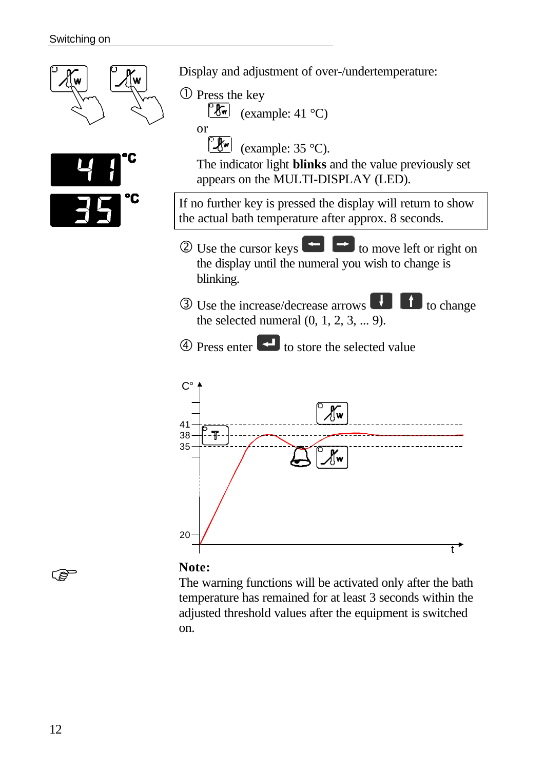Display and adjustment of over-/undertemperature:

① Press the key

(example: 41 °C)

or

(example: 35 °C).

The indicator light **blinks** and the value previously set appears on the MULTI-DISPLAY (LED).

If no further key is pressed the display will return to show the actual bath temperature after approx. 8 seconds.

② Use the cursor keys to move left or right on the display until the numeral you wish to change is blinking.

③ Use the increase/decrease arrows to change the selected numeral (0, 1, 2, 3, ... 9).

④ Press enter to store the selected value

**Note:**
The warning functions will be activated only after the bath temperature has remained for at least 3 seconds within the adjusted threshold values after the equipment is switched on.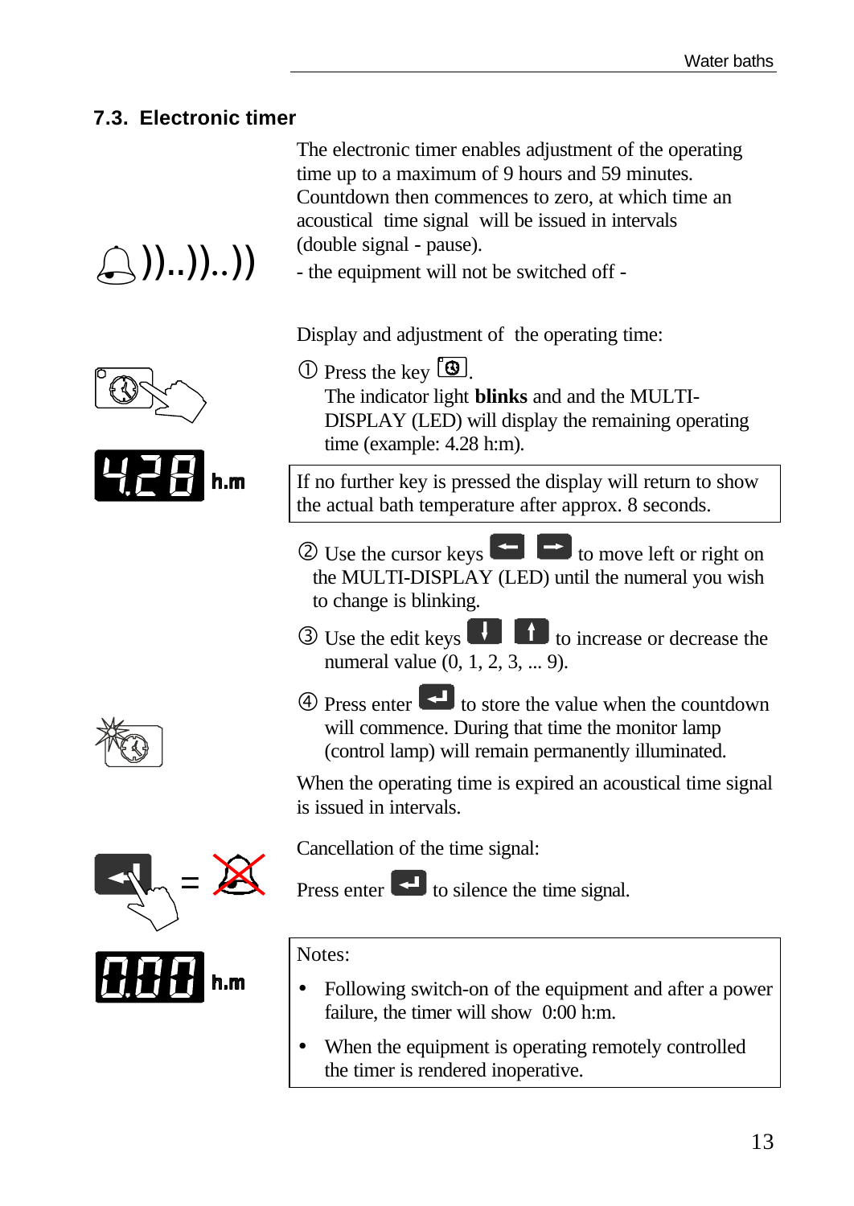## 7.3. Electronic timer

The electronic timer enables adjustment of the operating time up to a maximum of 9 hours and 59 minutes. Countdown then commences to zero, at which time an acoustical time signal will be issued in intervals (double signal - pause).

- the equipment will not be switched off -

Display and adjustment of the operating time:

① Press the key .
The indicator light **blinks** and and the MULTI-DISPLAY (LED) will display the remaining operating time (example: 4.28 h:m).

| If no further key is pressed the display will return to show the actual bath temperature after approx. 8 seconds. |
|---|

② Use the cursor keys to move left or right on the MULTI-DISPLAY (LED) until the numeral you wish to change is blinking.

③ Use the edit keys to increase or decrease the numeral value (0, 1, 2, 3, ... 9).

④ Press enter to store the value when the countdown will commence. During that time the monitor lamp (control lamp) will remain permanently illuminated.

When the operating time is expired an acoustical time signal is issued in intervals.

Cancellation of the time signal:

Press enter to silence the time signal.

Notes:

- Following switch-on of the equipment and after a power failure, the timer will show 0:00 h:m.
- When the equipment is operating remotely controlled the timer is rendered inoperative.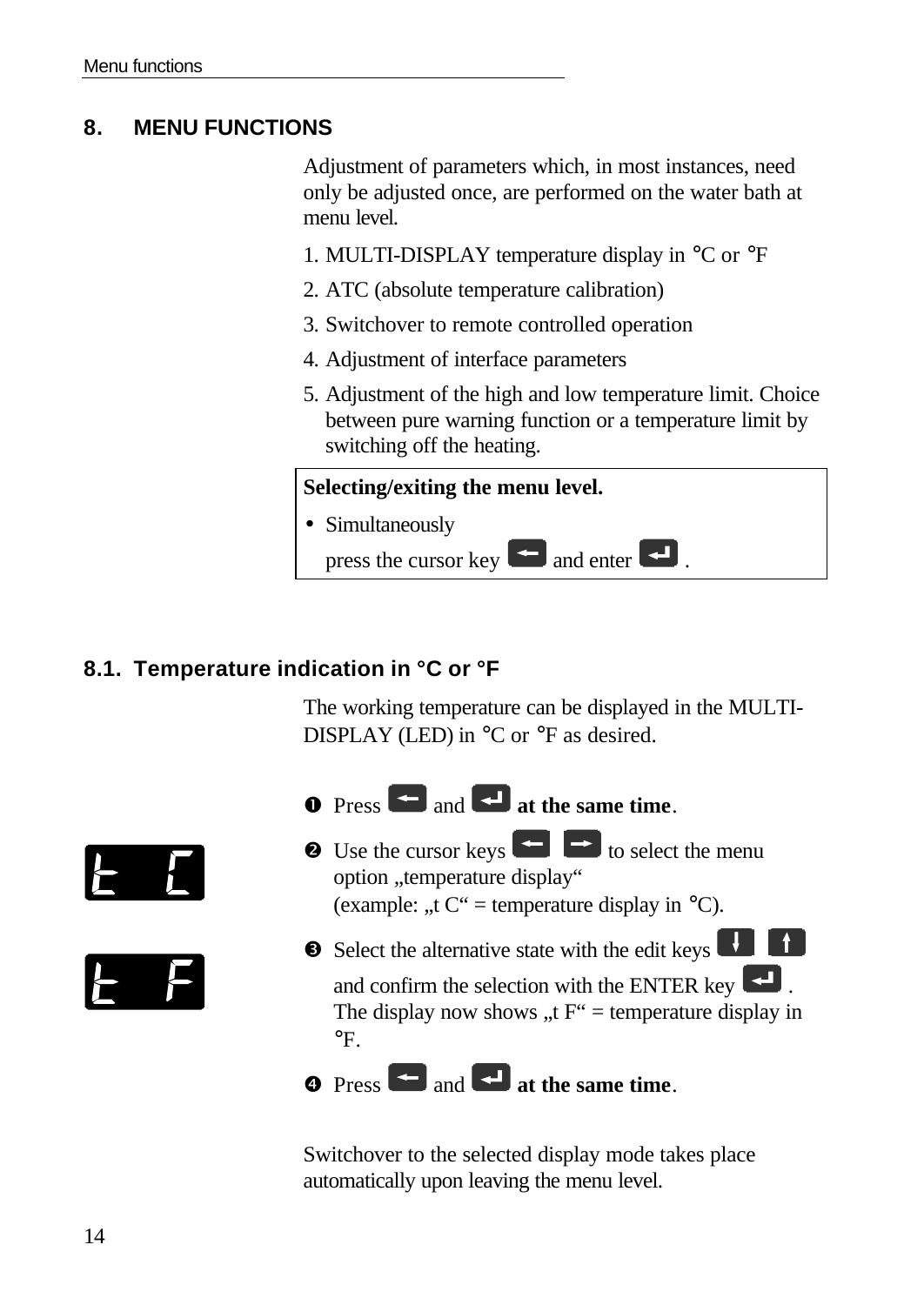## 8. MENU FUNCTIONS

Adjustment of parameters which, in most instances, need only be adjusted once, are performed on the water bath at menu level.

1. MULTI-DISPLAY temperature display in °C or °F
2. ATC (absolute temperature calibration)
3. Switchover to remote controlled operation
4. Adjustment of interface parameters
5. Adjustment of the high and low temperature limit. Choice between pure warning function or a temperature limit by switching off the heating.

**Selecting/exiting the menu level.**

- Simultaneously press the cursor key [←] and enter [↵].

### 8.1. Temperature indication in °C or °F

The working temperature can be displayed in the MULTI-DISPLAY (LED) in °C or °F as desired.

❶ Press [←] and [↵] **at the same time**.

❷ Use the cursor keys [←] [→] to select the menu option „temperature display" (example: „t C" = temperature display in °C).

t C

❸ Select the alternative state with the edit keys [↓] [↑] and confirm the selection with the ENTER key [↵]. The display now shows „t F" = temperature display in °F.

t F

❹ Press [←] and [↵] **at the same time**.

Switchover to the selected display mode takes place automatically upon leaving the menu level.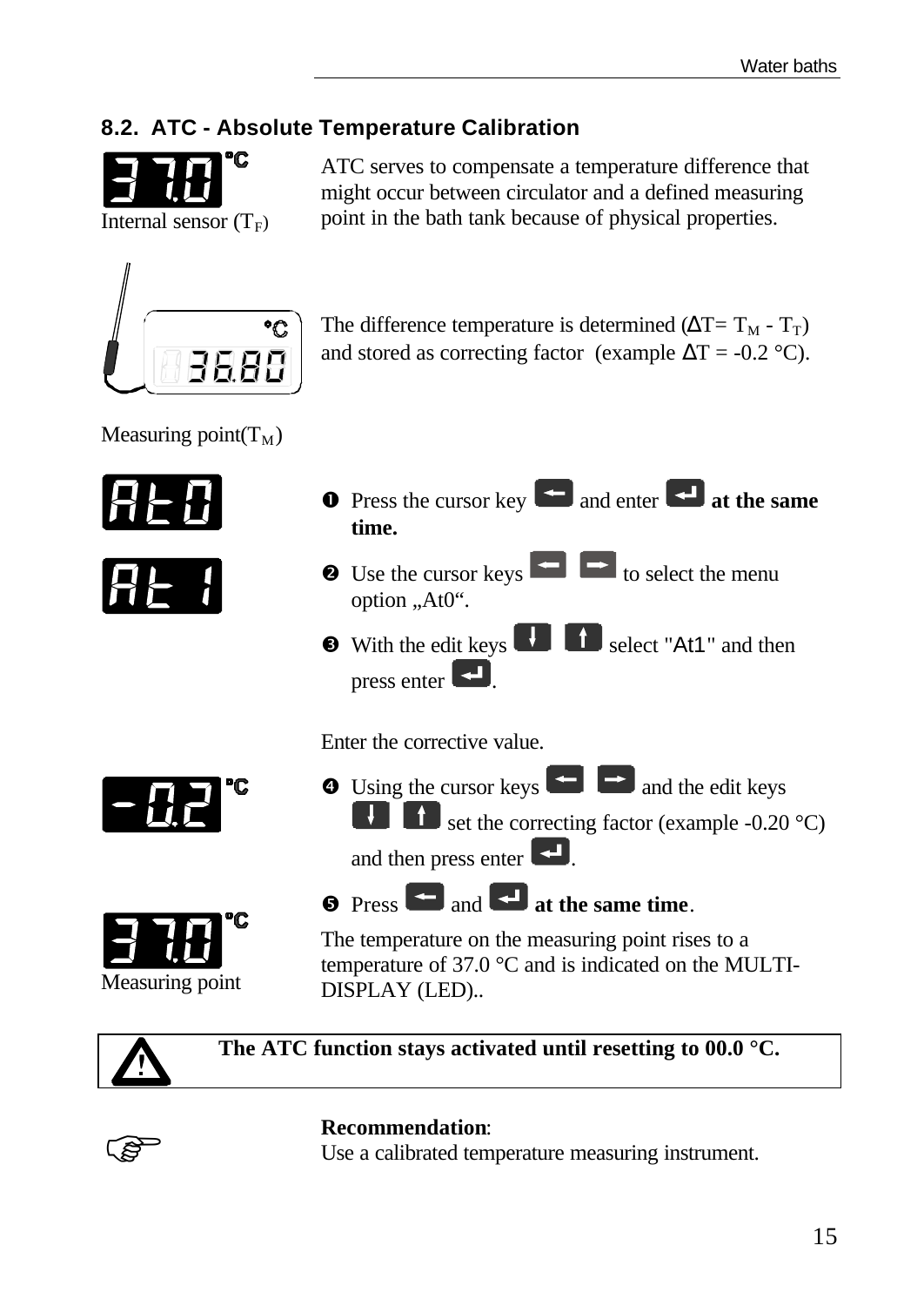## 8.2. ATC - Absolute Temperature Calibration

Internal sensor ($T_F$)

ATC serves to compensate a temperature difference that might occur between circulator and a defined measuring point in the bath tank because of physical properties.

The difference temperature is determined ($\Delta T = T_M - T_T$) and stored as correcting factor (example $\Delta T$ = -0.2 °C).

Measuring point($T_M$)

1. Press the cursor key and enter **at the same time.**
2. Use the cursor keys to select the menu option „At0“.
3. With the edit keys select "At1" and then press enter.

Enter the corrective value.

4. Using the cursor keys and the edit keys set the correcting factor (example -0.20 °C) and then press enter.
5. Press and **at the same time**.

The temperature on the measuring point rises to a temperature of 37.0 °C and is indicated on the MULTI-DISPLAY (LED)..

Measuring point

**The ATC function stays activated until resetting to 00.0 °C.**

**Recommendation**:
Use a calibrated temperature measuring instrument.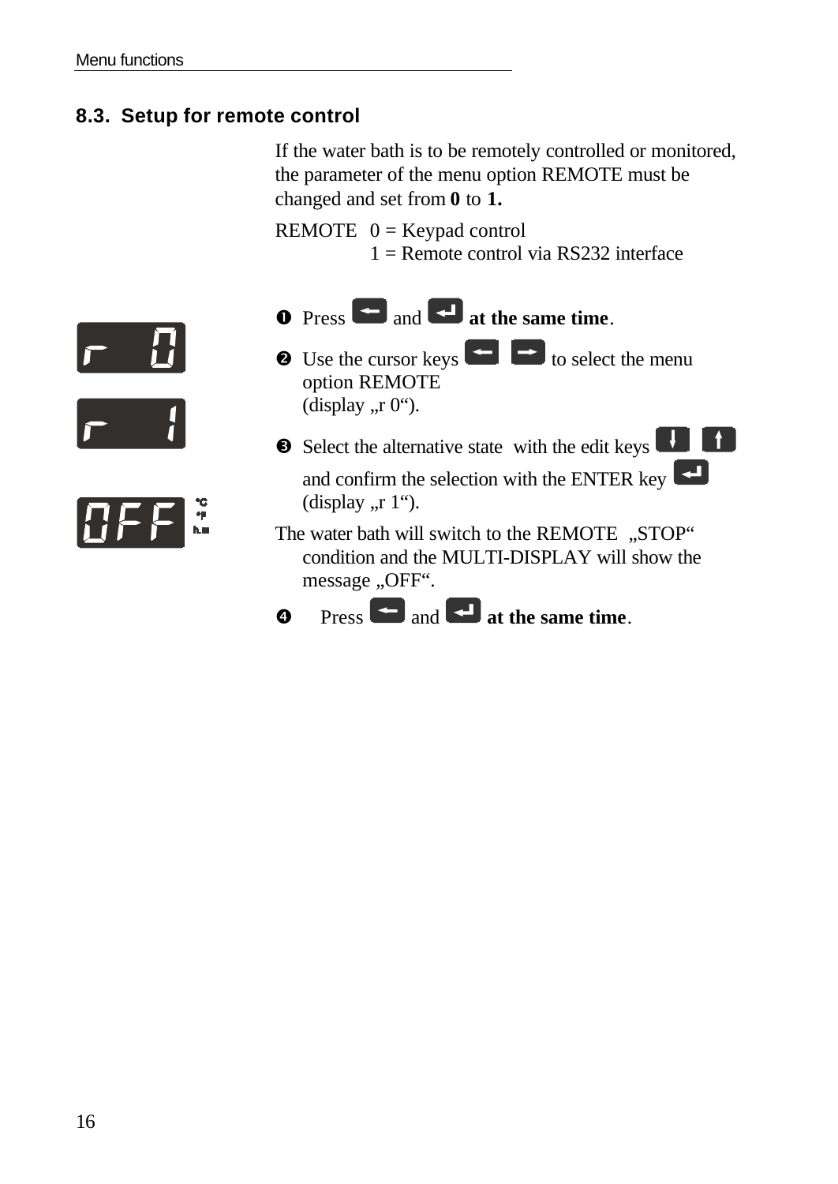## 8.3. Setup for remote control

If the water bath is to be remotely controlled or monitored, the parameter of the menu option REMOTE must be changed and set from **0** to **1.**

REMOTE 0 = Keypad control
1 = Remote control via RS232 interface

1. Press ← and ↵ **at the same time**.
2. Use the cursor keys ← → to select the menu option REMOTE (display „r 0“).
3. Select the alternative state with the edit keys ↓ ↑ and confirm the selection with the ENTER key ↵ (display „r 1“).

The water bath will switch to the REMOTE „STOP“ condition and the MULTI-DISPLAY will show the message „OFF“.

4. Press ← and ↵ **at the same time**.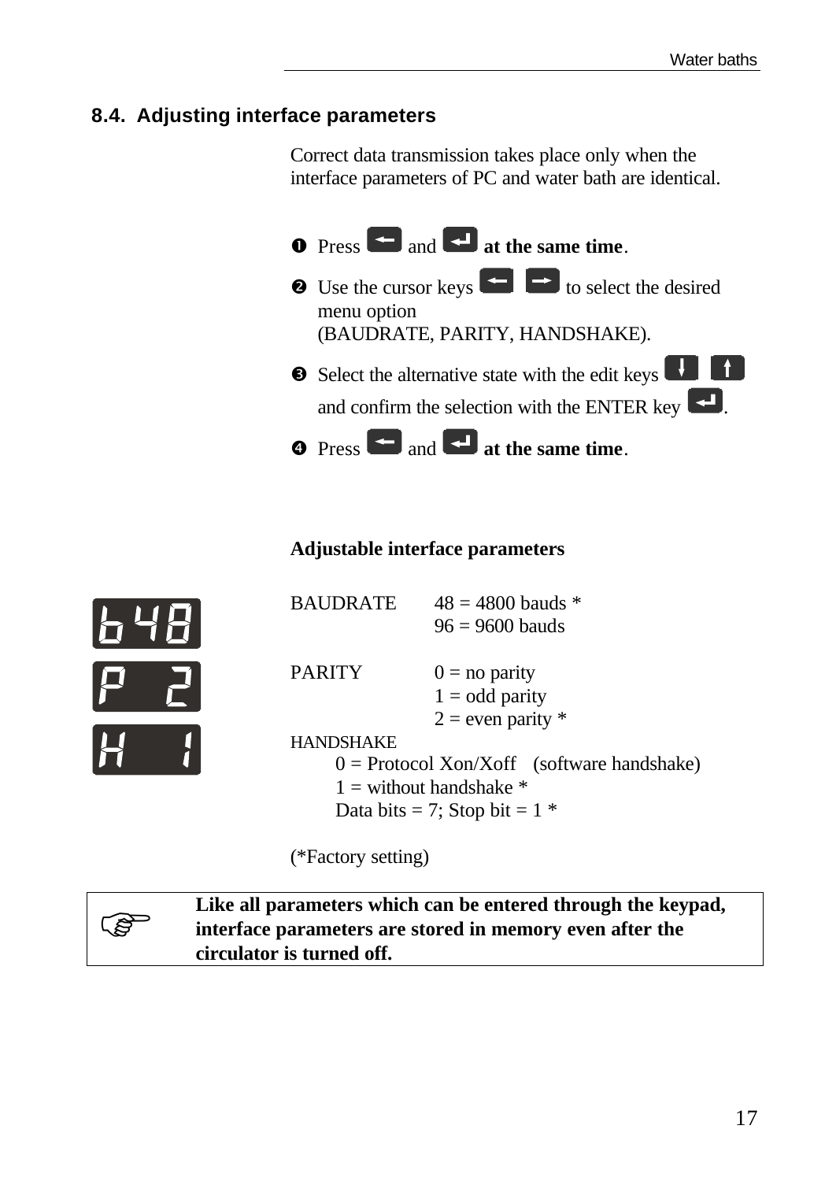## 8.4. Adjusting interface parameters

Correct data transmission takes place only when the interface parameters of PC and water bath are identical.

1. Press ← and ↵ **at the same time**.
2. Use the cursor keys ← → to select the desired menu option (BAUDRATE, PARITY, HANDSHAKE).
3. Select the alternative state with the edit keys ↓ ↑ and confirm the selection with the ENTER key ↵.
4. Press ← and ↵ **at the same time**.

**Adjustable interface parameters**

b48

BAUDRATE 48 = 4800 bauds *
96 = 9600 bauds

P 2

PARITY 0 = no parity
1 = odd parity
2 = even parity *

H 1

HANDSHAKE
0 = Protocol Xon/Xoff (software handshake)
1 = without handshake *
Data bits = 7; Stop bit = 1 *

(*Factory setting)

☞ **Like all parameters which can be entered through the keypad, interface parameters are stored in memory even after the circulator is turned off.**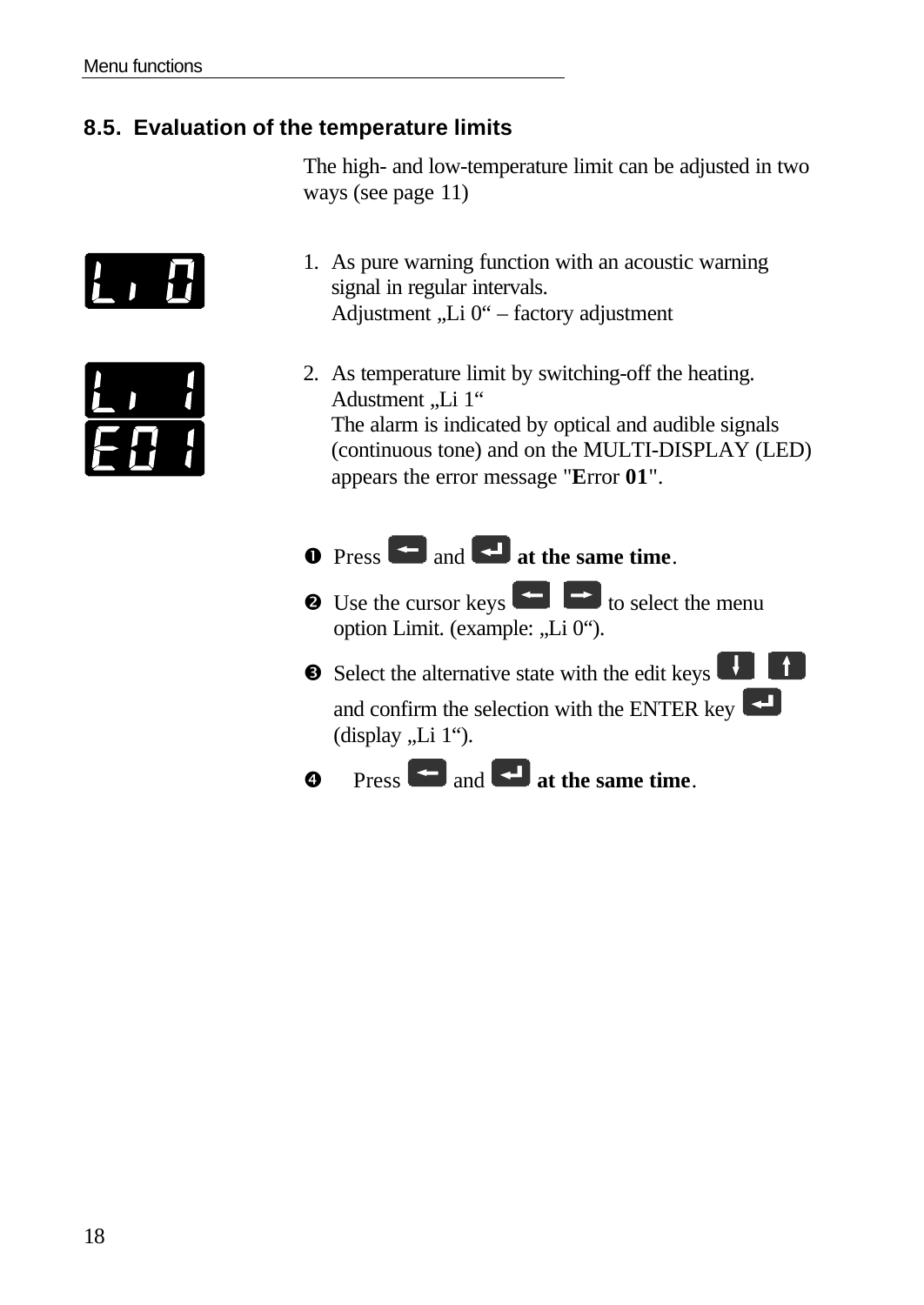## 8.5. Evaluation of the temperature limits

The high- and low-temperature limit can be adjusted in two ways (see page 11)

Li 0

1. As pure warning function with an acoustic warning signal in regular intervals.
   Adjustment „Li 0“ – factory adjustment

Li 1

E01

2. As temperature limit by switching-off the heating.
   Adustment „Li 1“
   The alarm is indicated by optical and audible signals (continuous tone) and on the MULTI-DISPLAY (LED) appears the error message "**E**rror **01**".

➊ Press [←] and [↵] **at the same time**.

➋ Use the cursor keys [←] [→] to select the menu option Limit. (example: „Li 0“).

➌ Select the alternative state with the edit keys [↓] [↑] and confirm the selection with the ENTER key [↵] (display „Li 1“).

➍ Press [←] and [↵] **at the same time**.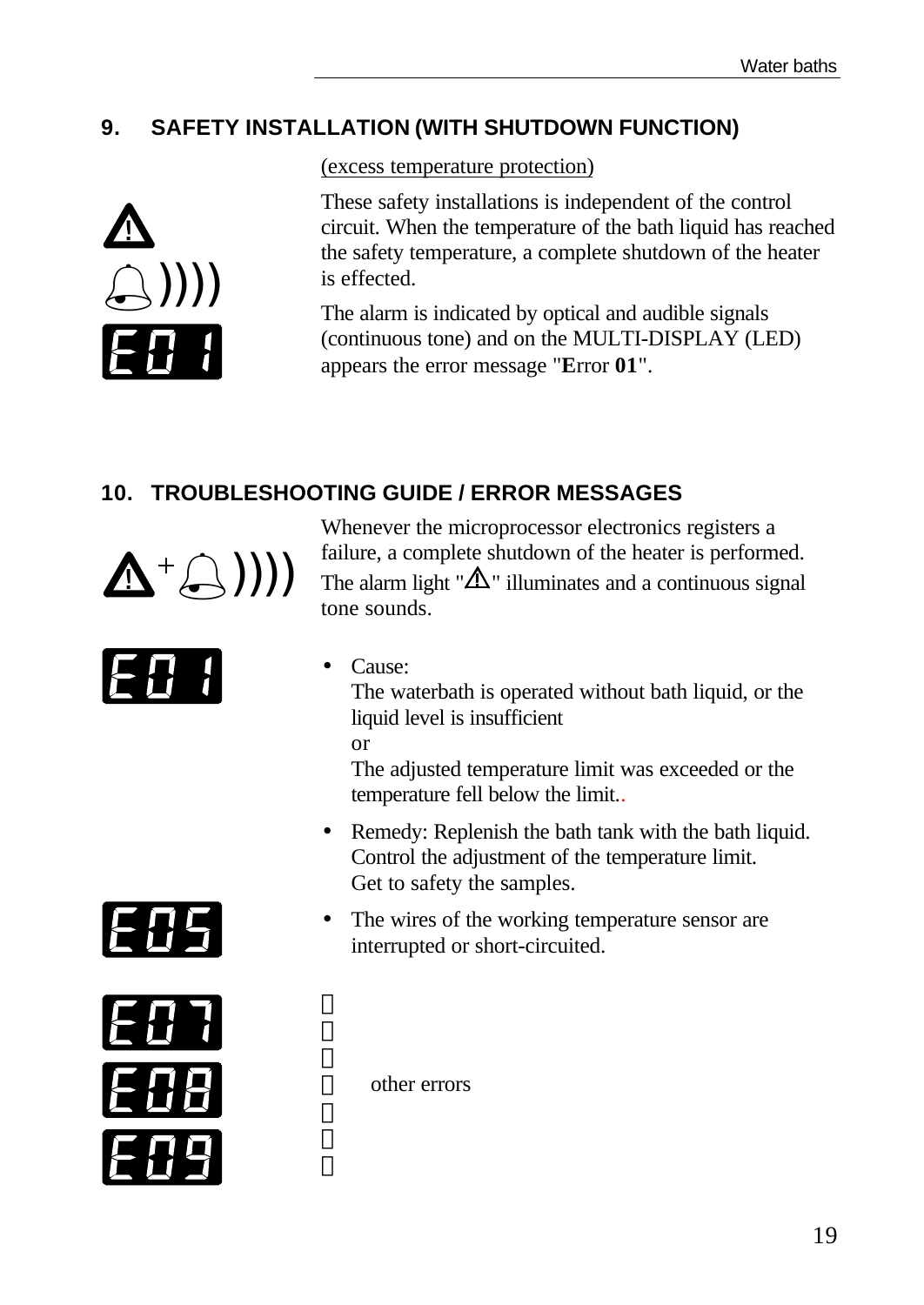## 9. SAFETY INSTALLATION (WITH SHUTDOWN FUNCTION)

(excess temperature protection)

These safety installations is independent of the control circuit. When the temperature of the bath liquid has reached the safety temperature, a complete shutdown of the heater is effected.

The alarm is indicated by optical and audible signals (continuous tone) and on the MULTI-DISPLAY (LED) appears the error message "**E**rror **01**".

## 10. TROUBLESHOOTING GUIDE / ERROR MESSAGES

Whenever the microprocessor electronics registers a failure, a complete shutdown of the heater is performed. The alarm light "⚠" illuminates and a continuous signal tone sounds.

E01

- Cause:
  The waterbath is operated without bath liquid, or the liquid level is insufficient
  or
  The adjusted temperature limit was exceeded or the temperature fell below the limit..
- Remedy: Replenish the bath tank with the bath liquid. Control the adjustment of the temperature limit. Get to safety the samples.

E05

- The wires of the working temperature sensor are interrupted or short-circuited.

E07
E08
E09

other errors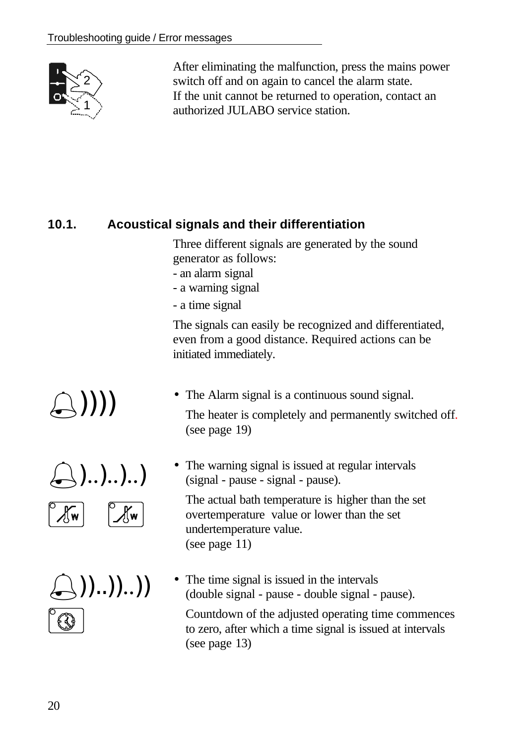After eliminating the malfunction, press the mains power switch off and on again to cancel the alarm state.
If the unit cannot be returned to operation, contact an authorized JULABO service station.

## 10.1. Acoustical signals and their differentiation

Three different signals are generated by the sound generator as follows:
- an alarm signal
- a warning signal
- a time signal

The signals can easily be recognized and differentiated, even from a good distance. Required actions can be initiated immediately.

- The Alarm signal is a continuous sound signal.

  The heater is completely and permanently switched off. (see page 19)

- The warning signal is issued at regular intervals (signal - pause - signal - pause).

  The actual bath temperature is higher than the set overtemperature value or lower than the set undertemperature value. (see page 11)

- The time signal is issued in the intervals (double signal - pause - double signal - pause).

  Countdown of the adjusted operating time commences to zero, after which a time signal is issued at intervals (see page 13)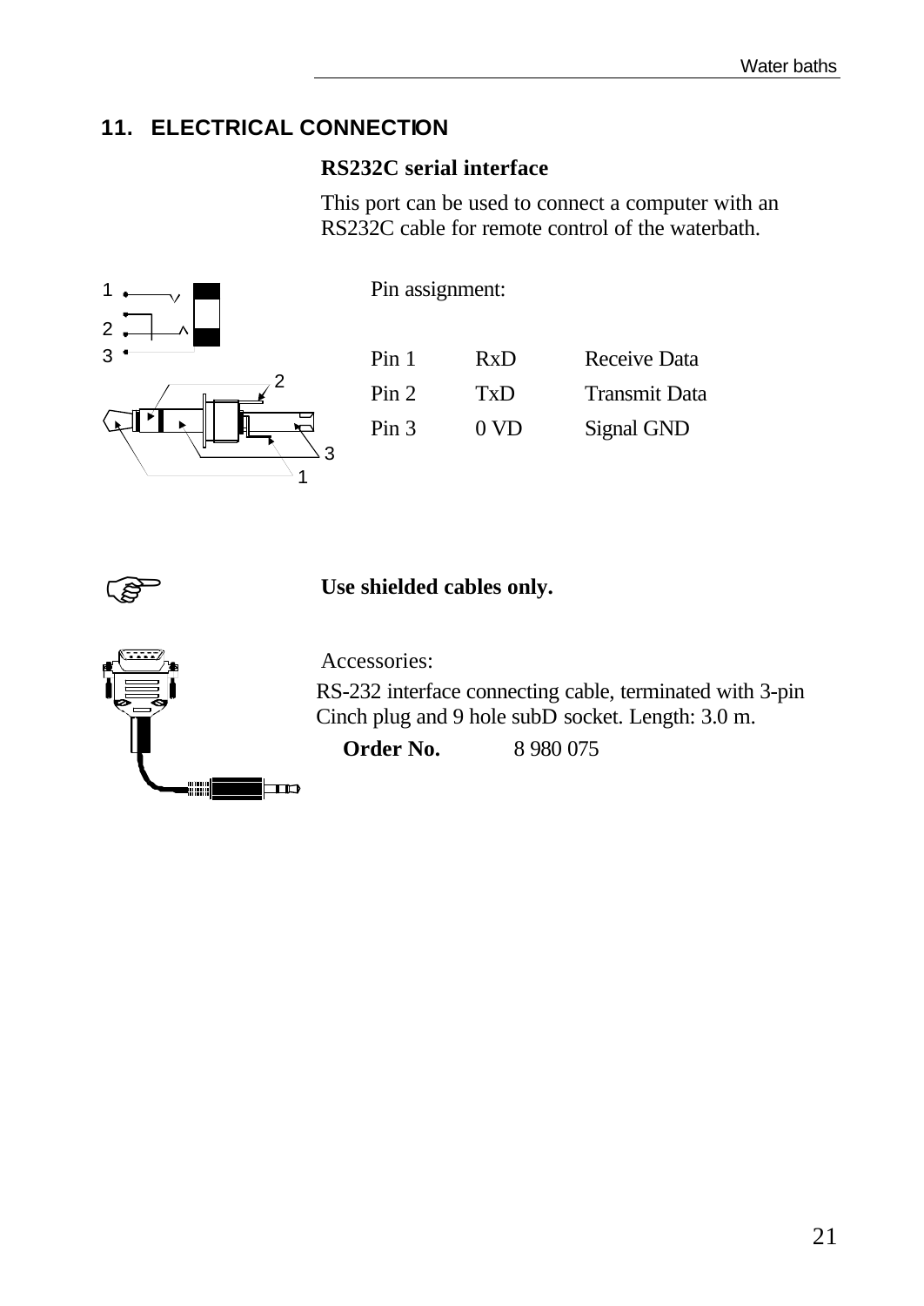## 11. ELECTRICAL CONNECTION

**RS232C serial interface**

This port can be used to connect a computer with an RS232C cable for remote control of the waterbath.

Pin assignment:

| Pin | Signal | Description |
| --- | --- | --- |
| Pin 1 | RxD | Receive Data |
| Pin 2 | TxD | Transmit Data |
| Pin 3 | 0 VD | Signal GND |

**Use shielded cables only.**

Accessories:

RS-232 interface connecting cable, terminated with 3-pin Cinch plug and 9 hole subD socket. Length: 3.0 m.

**Order No.** 8 980 075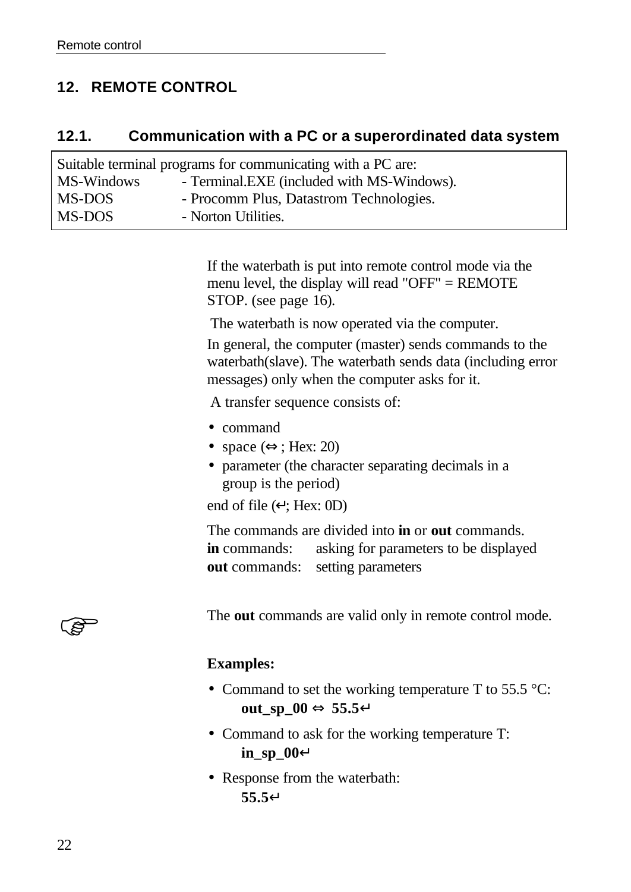# 12. REMOTE CONTROL

## 12.1. Communication with a PC or a superordinated data system

| Suitable terminal programs for communicating with a PC are: | |
|---|---|
| MS-Windows | - Terminal.EXE (included with MS-Windows). |
| MS-DOS | - Procomm Plus, Datastrom Technologies. |
| MS-DOS | - Norton Utilities. |

If the waterbath is put into remote control mode via the menu level, the display will read "OFF" = REMOTE STOP. (see page 16).

The waterbath is now operated via the computer.

In general, the computer (master) sends commands to the waterbath(slave). The waterbath sends data (including error messages) only when the computer asks for it.

A transfer sequence consists of:

- command
- space (⇔ ; Hex: 20)
- parameter (the character separating decimals in a group is the period)

end of file (↵; Hex: 0D)

The commands are divided into **in** or **out** commands.
**in** commands: asking for parameters to be displayed
**out** commands: setting parameters

☞ The **out** commands are valid only in remote control mode.

**Examples:**

- Command to set the working temperature T to 55.5 °C:
  **out_sp_00 ⇔ 55.5↵**
- Command to ask for the working temperature T:
  **in_sp_00↵**
- Response from the waterbath:
  **55.5↵**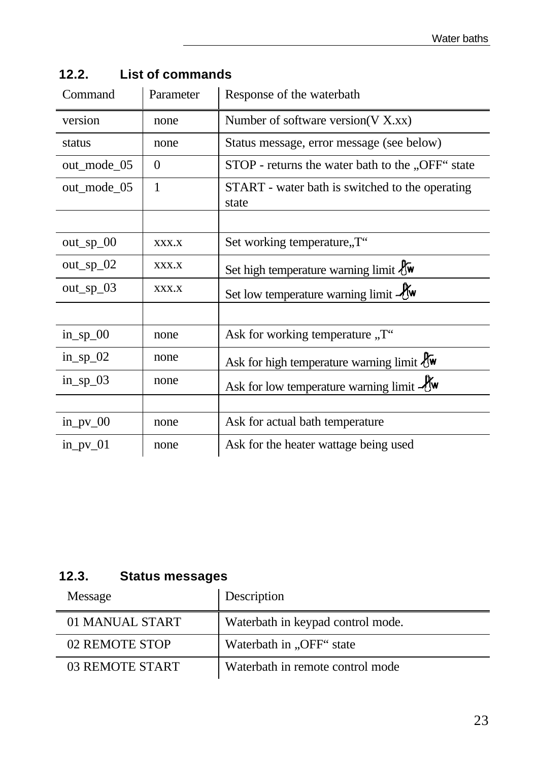## 12.2. List of commands

| Command | Parameter | Response of the waterbath |
|---|---|---|
| version | none | Number of software version(V X.xx) |
| status | none | Status message, error message (see below) |
| out_mode_05 | 0 | STOP - returns the water bath to the „OFF“ state |
| out_mode_05 | 1 | START - water bath is switched to the operating state |
| | | |
| out_sp_00 | xxx.x | Set working temperature„T“ |
| out_sp_02 | xxx.x | Set high temperature warning limit |
| out_sp_03 | xxx.x | Set low temperature warning limit |
| | | |
| in_sp_00 | none | Ask for working temperature „T“ |
| in_sp_02 | none | Ask for high temperature warning limit |
| in_sp_03 | none | Ask for low temperature warning limit |
| | | |
| in_pv_00 | none | Ask for actual bath temperature |
| in_pv_01 | none | Ask for the heater wattage being used |

## 12.3. Status messages

| Message | Description |
|---|---|
| 01 MANUAL START | Waterbath in keypad control mode. |
| 02 REMOTE STOP | Waterbath in „OFF“ state |
| 03 REMOTE START | Waterbath in remote control mode |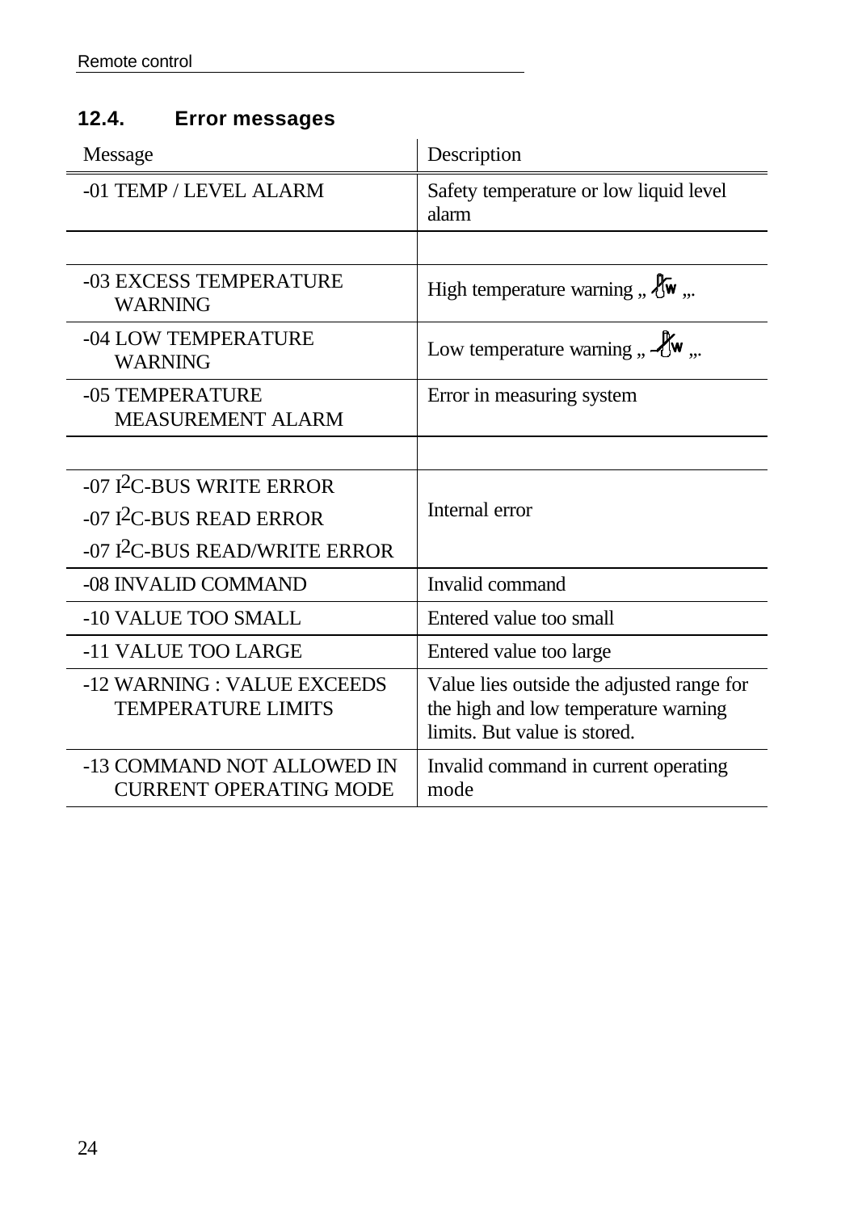## 12.4. Error messages

| Message | Description |
|---|---|
| -01 TEMP / LEVEL ALARM | Safety temperature or low liquid level alarm |
| | |
| -03 EXCESS TEMPERATURE WARNING | High temperature warning „ „. |
| -04 LOW TEMPERATURE WARNING | Low temperature warning „ „. |
| -05 TEMPERATURE MEASUREMENT ALARM | Error in measuring system |
| | |
| -07 I2C-BUS WRITE ERROR<br>-07 I2C-BUS READ ERROR<br>-07 I2C-BUS READ/WRITE ERROR | Internal error |
| -08 INVALID COMMAND | Invalid command |
| -10 VALUE TOO SMALL | Entered value too small |
| -11 VALUE TOO LARGE | Entered value too large |
| -12 WARNING : VALUE EXCEEDS TEMPERATURE LIMITS | Value lies outside the adjusted range for the high and low temperature warning limits. But value is stored. |
| -13 COMMAND NOT ALLOWED IN CURRENT OPERATING MODE | Invalid command in current operating mode |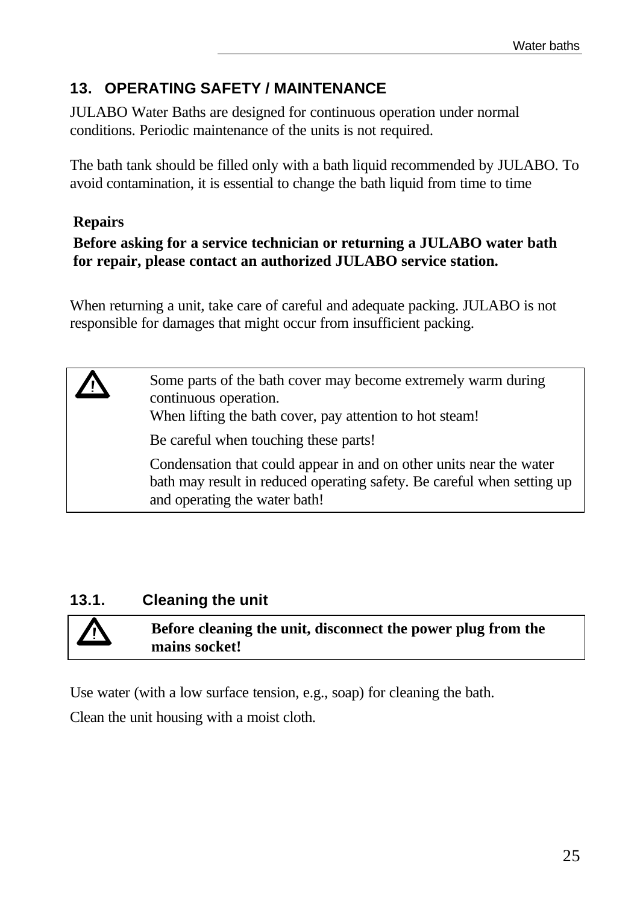# 13. OPERATING SAFETY / MAINTENANCE

JULABO Water Baths are designed for continuous operation under normal conditions. Periodic maintenance of the units is not required.

The bath tank should be filled only with a bath liquid recommended by JULABO. To avoid contamination, it is essential to change the bath liquid from time to time

**Repairs**

**Before asking for a service technician or returning a JULABO water bath for repair, please contact an authorized JULABO service station.**

When returning a unit, take care of careful and adequate packing. JULABO is not responsible for damages that might occur from insufficient packing.

| ⚠ | Some parts of the bath cover may become extremely warm during continuous operation.<br>When lifting the bath cover, pay attention to hot steam!<br>Be careful when touching these parts!<br>Condensation that could appear in and on other units near the water bath may result in reduced operating safety. Be careful when setting up and operating the water bath! |
|---|---|

## 13.1. Cleaning the unit

| ⚠ | **Before cleaning the unit, disconnect the power plug from the mains socket!** |
|---|---|

Use water (with a low surface tension, e.g., soap) for cleaning the bath.

Clean the unit housing with a moist cloth.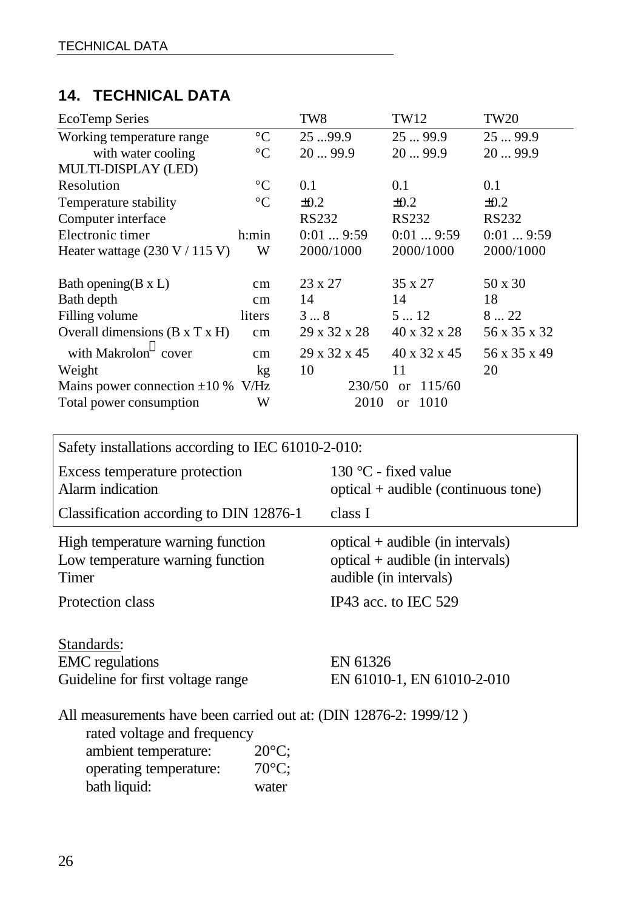## 14. TECHNICAL DATA

| EcoTemp Series | | TW8 | TW12 | TW20 |
|---|---|---|---|---|
| Working temperature range | °C | 25 ...99.9 | 25 ... 99.9 | 25 ... 99.9 |
| with water cooling | °C | 20 ... 99.9 | 20 ... 99.9 | 20 ... 99.9 |
| MULTI-DISPLAY (LED) | | | | |
| Resolution | °C | 0.1 | 0.1 | 0.1 |
| Temperature stability | °C | ±0.2 | ±0.2 | ±0.2 |
| Computer interface | | RS232 | RS232 | RS232 |
| Electronic timer | h:min | 0:01 ... 9:59 | 0:01 ... 9:59 | 0:01 ... 9:59 |
| Heater wattage (230 V / 115 V) | W | 2000/1000 | 2000/1000 | 2000/1000 |
| Bath opening(B x L) | cm | 23 x 27 | 35 x 27 | 50 x 30 |
| Bath depth | cm | 14 | 14 | 18 |
| Filling volume | liters | 3 ... 8 | 5 ... 12 | 8 ... 22 |
| Overall dimensions (B x T x H) | cm | 29 x 32 x 28 | 40 x 32 x 28 | 56 x 35 x 32 |
| with Makrolon® cover | cm | 29 x 32 x 45 | 40 x 32 x 45 | 56 x 35 x 49 |
| Weight | kg | 10 | 11 | 20 |
| Mains power connection ±10 % | V/Hz | 230/50 or 115/60 | | |
| Total power consumption | W | 2010 or 1010 | | |

| Safety installations according to IEC 61010-2-010: | |
|---|---|
| Excess temperature protection | 130 °C - fixed value |
| Alarm indication | optical + audible (continuous tone) |
| Classification according to DIN 12876-1 | class I |

| | |
|---|---|
| High temperature warning function | optical + audible (in intervals) |
| Low temperature warning function | optical + audible (in intervals) |
| Timer | audible (in intervals) |
| Protection class | IP43 acc. to IEC 529 |

Standards:

| | |
|---|---|
| EMC regulations | EN 61326 |
| Guideline for first voltage range | EN 61010-1, EN 61010-2-010 |

All measurements have been carried out at: (DIN 12876-2: 1999/12 )

rated voltage and frequency

| | |
|---|---|
| ambient temperature: | 20°C; |
| operating temperature: | 70°C; |
| bath liquid: | water |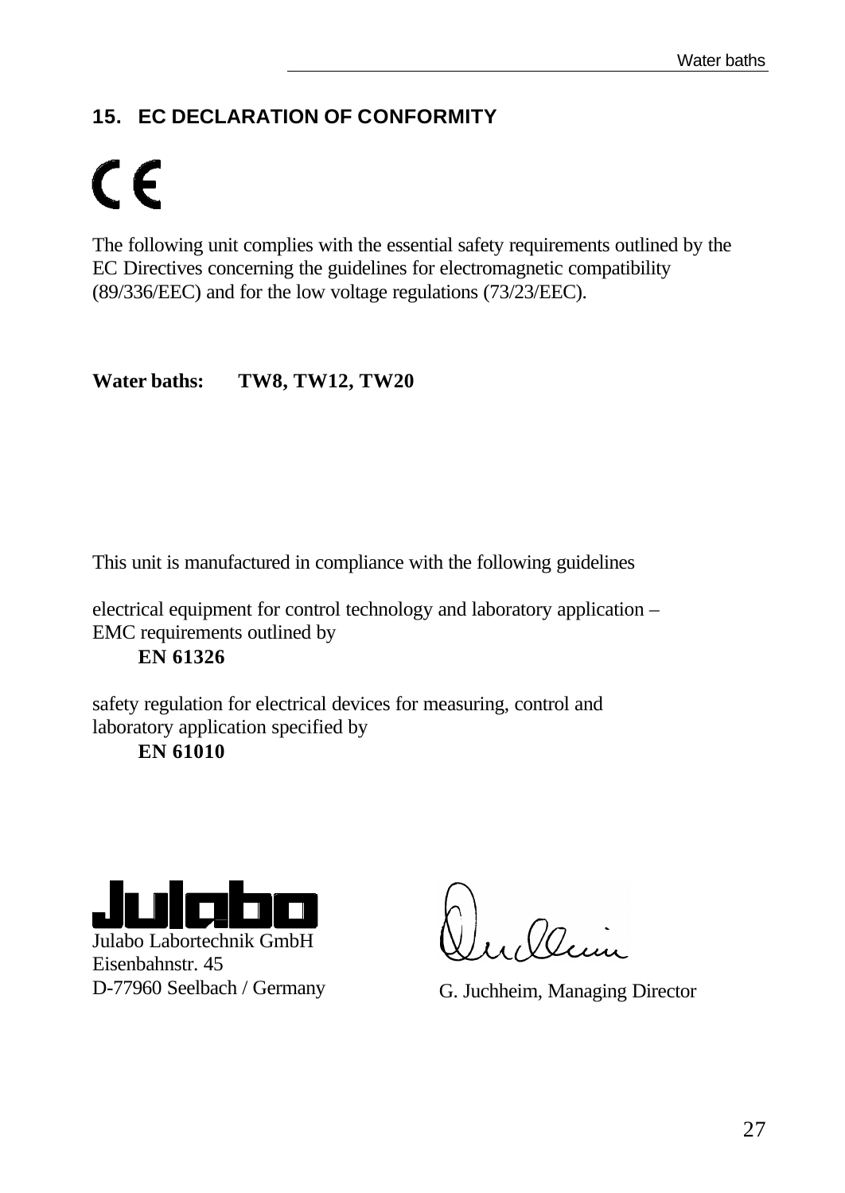## 15. EC DECLARATION OF CONFORMITY

CE

The following unit complies with the essential safety requirements outlined by the EC Directives concerning the guidelines for electromagnetic compatibility (89/336/EEC) and for the low voltage regulations (73/23/EEC).

**Water baths:** **TW8, TW12, TW20**

This unit is manufactured in compliance with the following guidelines

electrical equipment for control technology and laboratory application – EMC requirements outlined by

**EN 61326**

safety regulation for electrical devices for measuring, control and laboratory application specified by

**EN 61010**

Julabo

Julabo Labortechnik GmbH
Eisenbahnstr. 45
D-77960 Seelbach / Germany

G. Juchheim, Managing Director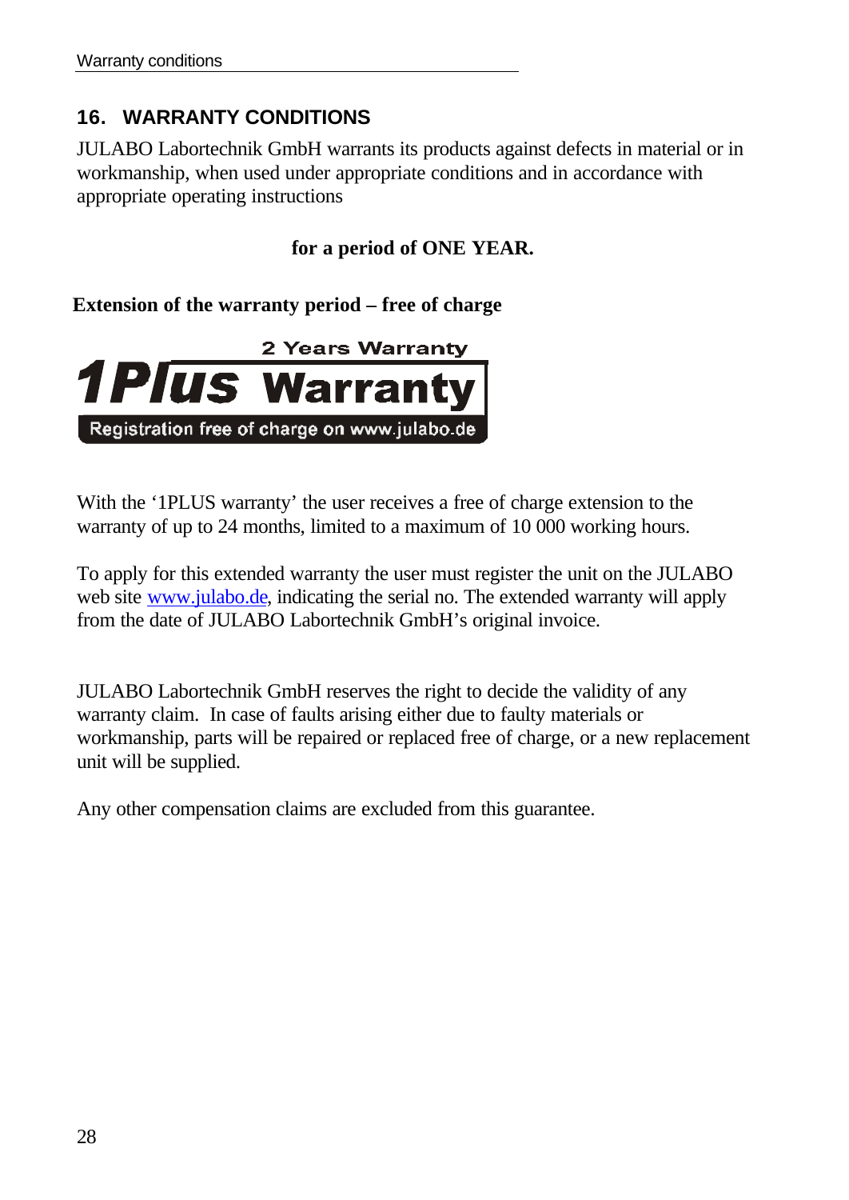## 16. WARRANTY CONDITIONS

JULABO Labortechnik GmbH warrants its products against defects in material or in workmanship, when used under appropriate conditions and in accordance with appropriate operating instructions

**for a period of ONE YEAR.**

**Extension of the warranty period – free of charge**

2 Years Warranty

**1Plus Warranty**

Registration free of charge on www.julabo.de

With the '1PLUS warranty' the user receives a free of charge extension to the warranty of up to 24 months, limited to a maximum of 10 000 working hours.

To apply for this extended warranty the user must register the unit on the JULABO web site www.julabo.de, indicating the serial no. The extended warranty will apply from the date of JULABO Labortechnik GmbH's original invoice.

JULABO Labortechnik GmbH reserves the right to decide the validity of any warranty claim. In case of faults arising either due to faulty materials or workmanship, parts will be repaired or replaced free of charge, or a new replacement unit will be supplied.

Any other compensation claims are excluded from this guarantee.